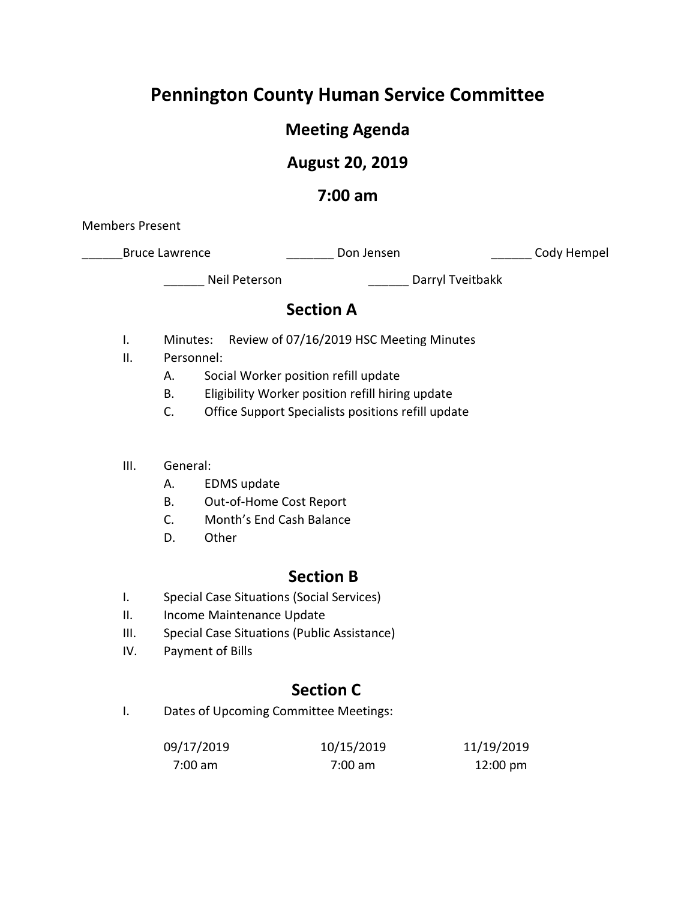# Pennington County Human Service Committee

## Meeting Agenda

## August 20, 2019

## 7:00 am

Members Present

______Bruce Lawrence _______ Don Jensen ______ Cody Hempel

______ Neil Peterson ______ Darryl Tveitbakk

## Section A

I. Minutes: Review of 07/16/2019 HSC Meeting Minutes

II. Personnel:
   - A. Social Worker position refill update
   - B. Eligibility Worker position refill hiring update
   - C. Office Support Specialists positions refill update

III. General:
   - A. EDMS update
   - B. Out-of-Home Cost Report
   - C. Month's End Cash Balance
   - D. Other

## Section B

I. Special Case Situations (Social Services)

II. Income Maintenance Update

III. Special Case Situations (Public Assistance)

IV. Payment of Bills

## Section C

I. Dates of Upcoming Committee Meetings:

| 09/17/2019 | 10/15/2019 | 11/19/2019 |
|---|---|---|
| 7:00 am | 7:00 am | 12:00 pm |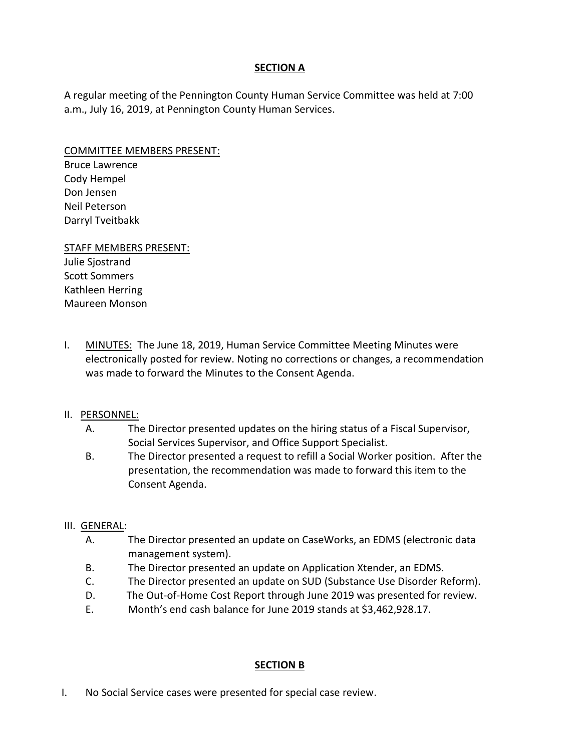## SECTION A

A regular meeting of the Pennington County Human Service Committee was held at 7:00 a.m., July 16, 2019, at Pennington County Human Services.

COMMITTEE MEMBERS PRESENT:
Bruce Lawrence
Cody Hempel
Don Jensen
Neil Peterson
Darryl Tveitbakk

STAFF MEMBERS PRESENT:
Julie Sjostrand
Scott Sommers
Kathleen Herring
Maureen Monson

I. MINUTES: The June 18, 2019, Human Service Committee Meeting Minutes were electronically posted for review. Noting no corrections or changes, a recommendation was made to forward the Minutes to the Consent Agenda.

II. PERSONNEL:
   A. The Director presented updates on the hiring status of a Fiscal Supervisor, Social Services Supervisor, and Office Support Specialist.
   B. The Director presented a request to refill a Social Worker position. After the presentation, the recommendation was made to forward this item to the Consent Agenda.

III. GENERAL:
   A. The Director presented an update on CaseWorks, an EDMS (electronic data management system).
   B. The Director presented an update on Application Xtender, an EDMS.
   C. The Director presented an update on SUD (Substance Use Disorder Reform).
   D. The Out-of-Home Cost Report through June 2019 was presented for review.
   E. Month's end cash balance for June 2019 stands at $3,462,928.17.

## SECTION B

I. No Social Service cases were presented for special case review.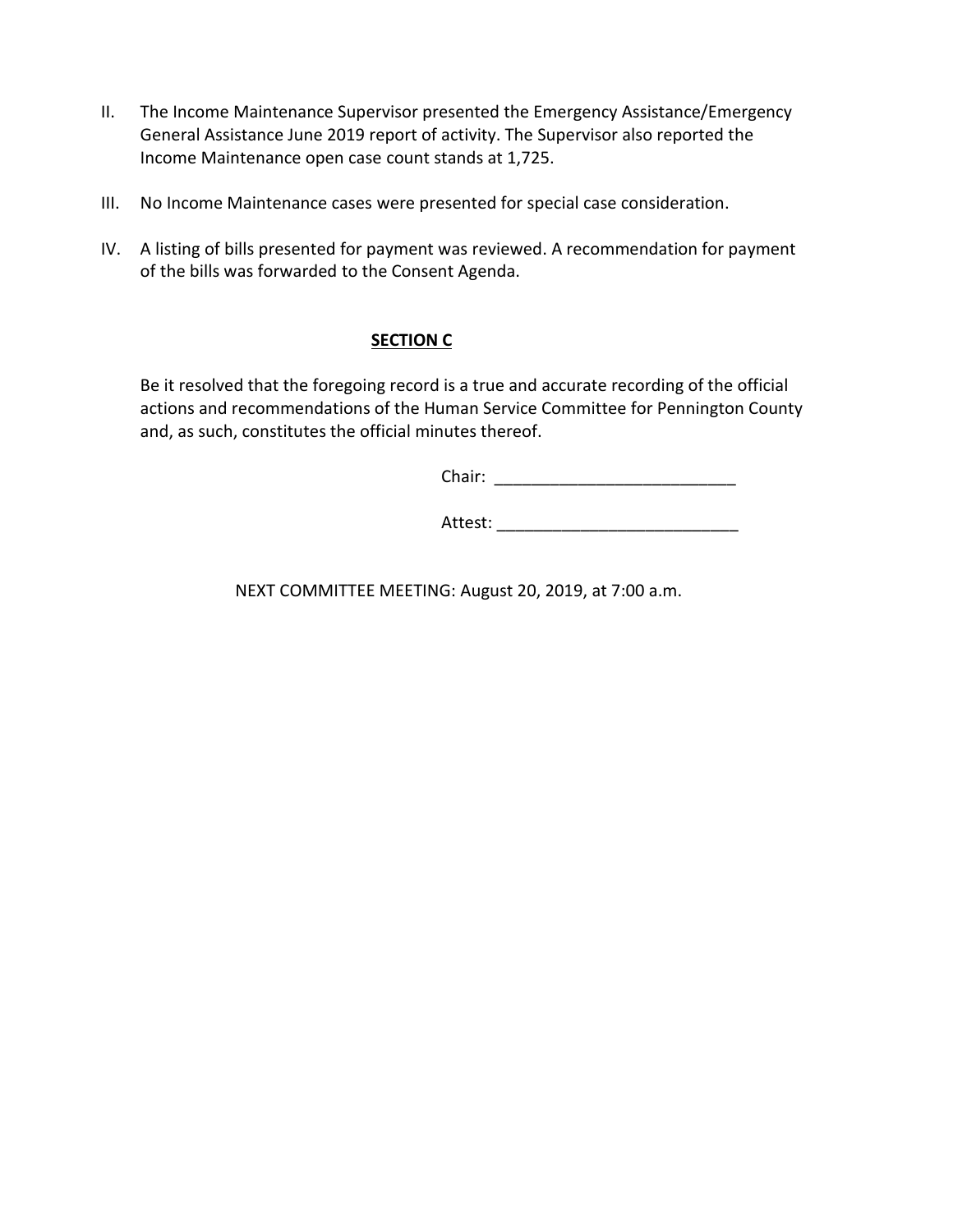II. The Income Maintenance Supervisor presented the Emergency Assistance/Emergency General Assistance June 2019 report of activity. The Supervisor also reported the Income Maintenance open case count stands at 1,725.

III. No Income Maintenance cases were presented for special case consideration.

IV. A listing of bills presented for payment was reviewed. A recommendation for payment of the bills was forwarded to the Consent Agenda.

**SECTION C**

Be it resolved that the foregoing record is a true and accurate recording of the official actions and recommendations of the Human Service Committee for Pennington County and, as such, constitutes the official minutes thereof.

Chair: ___________________________

Attest: ___________________________

NEXT COMMITTEE MEETING: August 20, 2019, at 7:00 a.m.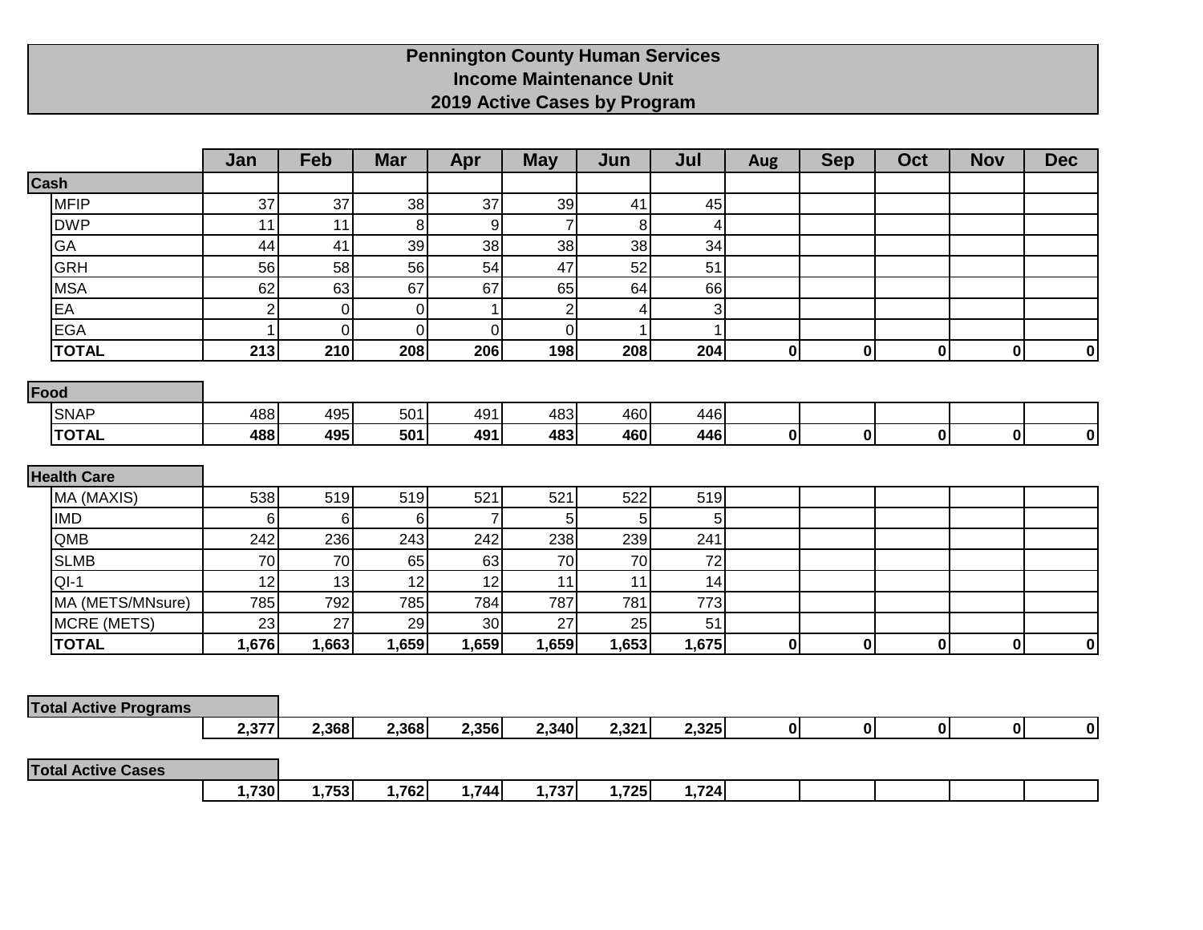# Pennington County Human Services
## Income Maintenance Unit
## 2019 Active Cases by Program

| | Jan | Feb | Mar | Apr | May | Jun | Jul | Aug | Sep | Oct | Nov | Dec |
|---|---|---|---|---|---|---|---|---|---|---|---|---|
| **Cash** | | | | | | | | | | | | |
| MFIP | 37 | 37 | 38 | 37 | 39 | 41 | 45 | | | | | |
| DWP | 11 | 11 | 8 | 9 | 7 | 8 | 4 | | | | | |
| GA | 44 | 41 | 39 | 38 | 38 | 38 | 34 | | | | | |
| GRH | 56 | 58 | 56 | 54 | 47 | 52 | 51 | | | | | |
| MSA | 62 | 63 | 67 | 67 | 65 | 64 | 66 | | | | | |
| EA | 2 | 0 | 0 | 1 | 2 | 4 | 3 | | | | | |
| EGA | 1 | 0 | 0 | 0 | 0 | 1 | 1 | | | | | |
| **TOTAL** | **213** | **210** | **208** | **206** | **198** | **208** | **204** | **0** | **0** | **0** | **0** | **0** |
| **Food** | | | | | | | | | | | | |
| SNAP | 488 | 495 | 501 | 491 | 483 | 460 | 446 | | | | | |
| **TOTAL** | **488** | **495** | **501** | **491** | **483** | **460** | **446** | **0** | **0** | **0** | **0** | **0** |
| **Health Care** | | | | | | | | | | | | |
| MA (MAXIS) | 538 | 519 | 519 | 521 | 521 | 522 | 519 | | | | | |
| IMD | 6 | 6 | 6 | 7 | 5 | 5 | 5 | | | | | |
| QMB | 242 | 236 | 243 | 242 | 238 | 239 | 241 | | | | | |
| SLMB | 70 | 70 | 65 | 63 | 70 | 70 | 72 | | | | | |
| QI-1 | 12 | 13 | 12 | 12 | 11 | 11 | 14 | | | | | |
| MA (METS/MNsure) | 785 | 792 | 785 | 784 | 787 | 781 | 773 | | | | | |
| MCRE (METS) | 23 | 27 | 29 | 30 | 27 | 25 | 51 | | | | | |
| **TOTAL** | **1,676** | **1,663** | **1,659** | **1,659** | **1,659** | **1,653** | **1,675** | **0** | **0** | **0** | **0** | **0** |
| **Total Active Programs** | **2,377** | **2,368** | **2,368** | **2,356** | **2,340** | **2,321** | **2,325** | **0** | **0** | **0** | **0** | **0** |
| **Total Active Cases** | **1,730** | **1,753** | **1,762** | **1,744** | **1,737** | **1,725** | **1,724** | | | | | |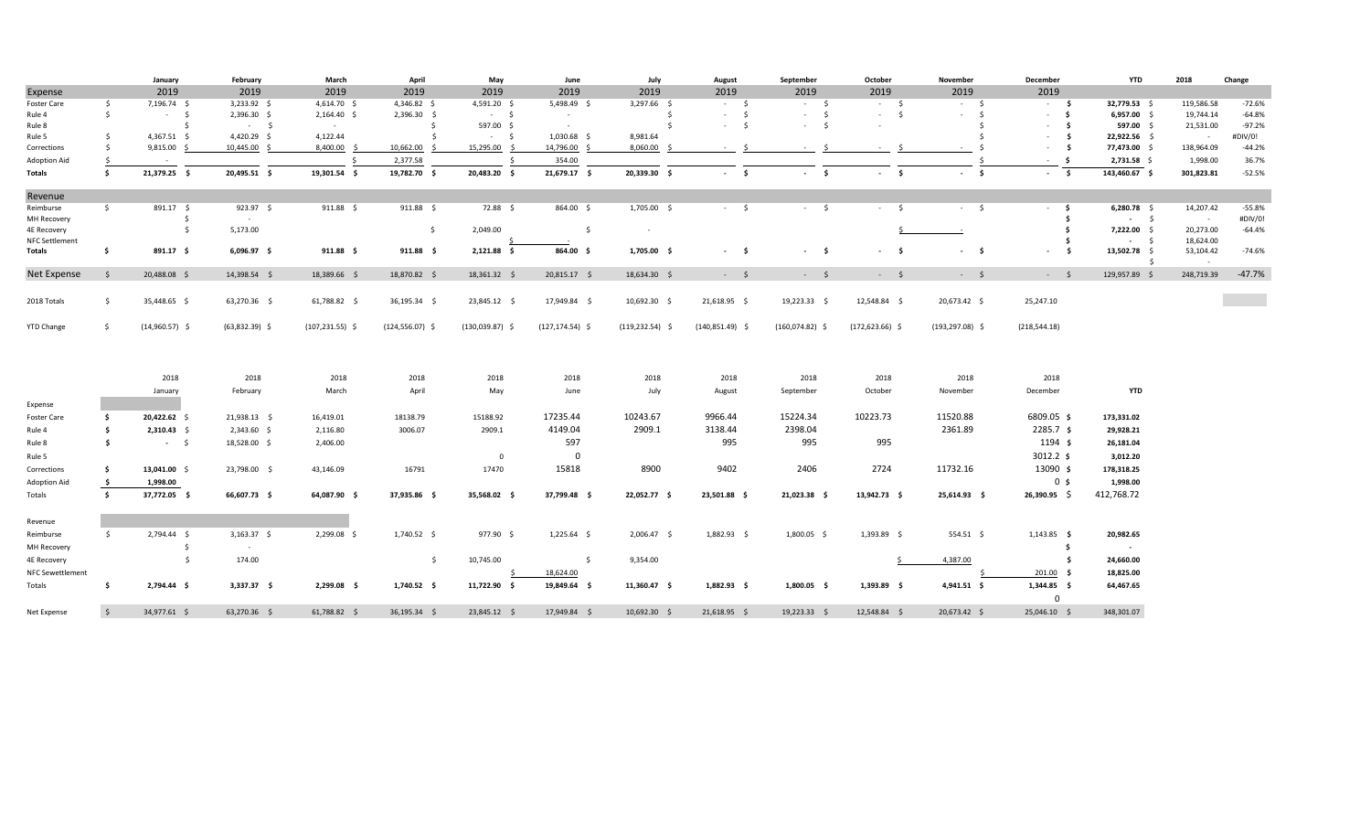| | January | February | March | April | May | June | July | August | September | October | November | December | YTD | 2018 | Change |
|---|---|---|---|---|---|---|---|---|---|---|---|---|---|---|---|
| Expense | 2019 | 2019 | 2019 | 2019 | 2019 | 2019 | 2019 | 2019 | 2019 | 2019 | 2019 | 2019 | | | |
| Foster Care | $ 7,196.74 | $ 3,233.92 | $ 4,614.70 | $ 4,346.82 | $ 4,591.20 | $ 5,498.49 | $ 3,297.66 | $ - | $ - | $ - | $ - | $ - | $ 32,779.53 | $ 119,586.58 | -72.6% |
| Rule 4 | $ - | $ 2,396.30 | $ 2,164.40 | $ 2,396.30 | $ - | $ - | | $ - | $ - | $ - | $ - | $ - | $ 6,957.00 | $ 19,744.14 | -64.8% |
| Rule 8 | | $ - | $ - | $ | 597.00 | $ - | | $ - | $ - | | | $ - | $ 597.00 | $ 21,531.00 | -97.2% |
| Rule 5 | $ 4,367.51 | $ 4,420.29 | $ 4,122.44 | $ | $ - | $ 1,030.68 | $ 8,981.64 | | | | | $ - | $ 22,922.56 | $ - | #DIV/0! |
| Corrections | $ 9,815.00 | $ 10,445.00 | $ 8,400.00 | $ 10,662.00 | $ 15,295.00 | $ 14,796.00 | $ 8,060.00 | $ - | $ - | $ - | $ - | $ - | $ 77,473.00 | $ 138,964.09 | -44.2% |
| Adoption Aid | $ - | | | $ 2,377.58 | | $ 354.00 | | | | | | $ - | $ 2,731.58 | $ 1,998.00 | 36.7% |
| Totals | $ 21,379.25 | $ 20,495.51 | $ 19,301.54 | $ 19,782.70 | $ 20,483.20 | $ 21,679.17 | $ 20,339.30 | $ - | $ - | $ - | $ - | $ - | $ 143,460.67 | $ 301,823.81 | -52.5% |
| Revenue | | | | | | | | | | | | | | | |
| Reimburse | $ 891.17 | $ 923.97 | $ 911.88 | $ 911.88 | $ 72.88 | $ 864.00 | $ 1,705.00 | $ - | $ - | $ - | $ - | $ - | $ 6,280.78 | $ 14,207.42 | -55.8% |
| MH Recovery | | $ - | | | | | | | | | | $ | $ - | $ - | #DIV/0! |
| 4E Recovery | | $ 5,173.00 | | $ | 2,049.00 | $ | - | | | $ - | | $ | $ 7,222.00 | $ 20,273.00 | -64.4% |
| NFC Settlement | | | | | $ | - | | | | | | $ | $ - | $ 18,624.00 | |
| Totals | $ 891.17 | $ 6,096.97 | $ 911.88 | $ 911.88 | $ 2,121.88 | $ 864.00 | $ 1,705.00 | $ - | $ - | $ - | $ - | $ - | $ 13,502.78 | $ 53,104.42 | -74.6% |
| Net Expense | $ 20,488.08 | $ 14,398.54 | $ 18,389.66 | $ 18,870.82 | $ 18,361.32 | $ 20,815.17 | $ 18,634.30 | $ - | $ - | $ - | $ - | $ - | $ 129,957.89 | $ 248,719.39 | -47.7% |
| 2018 Totals | $ 35,448.65 | $ 63,270.36 | $ 61,788.82 | $ 36,195.34 | $ 23,845.12 | $ 17,949.84 | $ 10,692.30 | $ 21,618.95 | $ 19,223.33 | $ 12,548.84 | $ 20,673.42 | $ 25,247.10 | | | |
| YTD Change | $ (14,960.57) | $ (63,832.39) | $ (107,231.55) | $ (124,556.07) | $ (130,039.87) | $ (127,174.54) | $ (119,232.54) | $ (140,851.49) | $ (160,074.82) | $ (172,623.66) | $ (193,297.08) | $ (218,544.18) | | | |

| | 2018 January | 2018 February | 2018 March | 2018 April | 2018 May | 2018 June | 2018 July | 2018 August | 2018 September | 2018 October | 2018 November | 2018 December | YTD |
|---|---|---|---|---|---|---|---|---|---|---|---|---|---|
| Expense | | | | | | | | | | | | | |
| Foster Care | $ 20,422.62 | $ 21,938.13 | $ 16,419.01 | 18138.79 | 15188.92 | 17235.44 | 10243.67 | 9966.44 | 15224.34 | 10223.73 | 11520.88 | 6809.05 | $ 173,331.02 |
| Rule 4 | $ 2,310.43 | $ 2,343.60 | $ 2,116.80 | 3006.07 | 2909.1 | 4149.04 | 2909.1 | 3138.44 | 2398.04 | | 2361.89 | 2285.7 | $ 29,928.21 |
| Rule 8 | $ - | $ 18,528.00 | $ 2,406.00 | | | 597 | | 995 | 995 | 995 | | 1194 | $ 26,181.04 |
| Rule 5 | | | | | 0 | 0 | | | | | | 3012.2 | $ 3,012.20 |
| Corrections | $ 13,041.00 | $ 23,798.00 | $ 43,146.09 | 16791 | 17470 | 15818 | 8900 | 9402 | 2406 | 2724 | 11732.16 | 13090 | $ 178,318.25 |
| Adoption Aid | $ 1,998.00 | | | | | | | | | | | 0 | $ 1,998.00 |
| Totals | $ 37,772.05 | $ 66,607.73 | $ 64,087.90 | $ 37,935.86 | $ 35,568.02 | $ 37,799.48 | $ 22,052.77 | $ 23,501.88 | $ 21,023.38 | $ 13,942.73 | $ 25,614.93 | $ 26,390.95 | $ 412,768.72 |
| Revenue | | | | | | | | | | | | | |
| Reimburse | $ 2,794.44 | $ 3,163.37 | $ 2,299.08 | $ 1,740.52 | $ 977.90 | $ 1,225.64 | $ 2,006.47 | $ 1,882.93 | $ 1,800.05 | $ 1,393.89 | $ 554.51 | $ 1,143.85 | $ 20,982.65 |
| MH Recovery | | $ - | | | | | | | | | | | $ - |
| 4E Recovery | | $ 174.00 | | $ | 10,745.00 | $ | 9,354.00 | | | $ | 4,387.00 | | $ 24,660.00 |
| NFC Sewettlement | | | | | $ | 18,624.00 | | | | | $ | 201.00 | $ 18,825.00 |
| Totals | $ 2,794.44 | $ 3,337.37 | $ 2,299.08 | $ 1,740.52 | $ 11,722.90 | $ 19,849.64 | $ 11,360.47 | $ 1,882.93 | $ 1,800.05 | $ 1,393.89 | $ 4,941.51 | $ 1,344.85 | $ 64,467.65 |
| | | | | | | | | | | | | 0 | |
| Net Expense | $ 34,977.61 | $ 63,270.36 | $ 61,788.82 | $ 36,195.34 | $ 23,845.12 | $ 17,949.84 | $ 10,692.30 | $ 21,618.95 | $ 19,223.33 | $ 12,548.84 | $ 20,673.42 | $ 25,046.10 | $ 348,301.07 |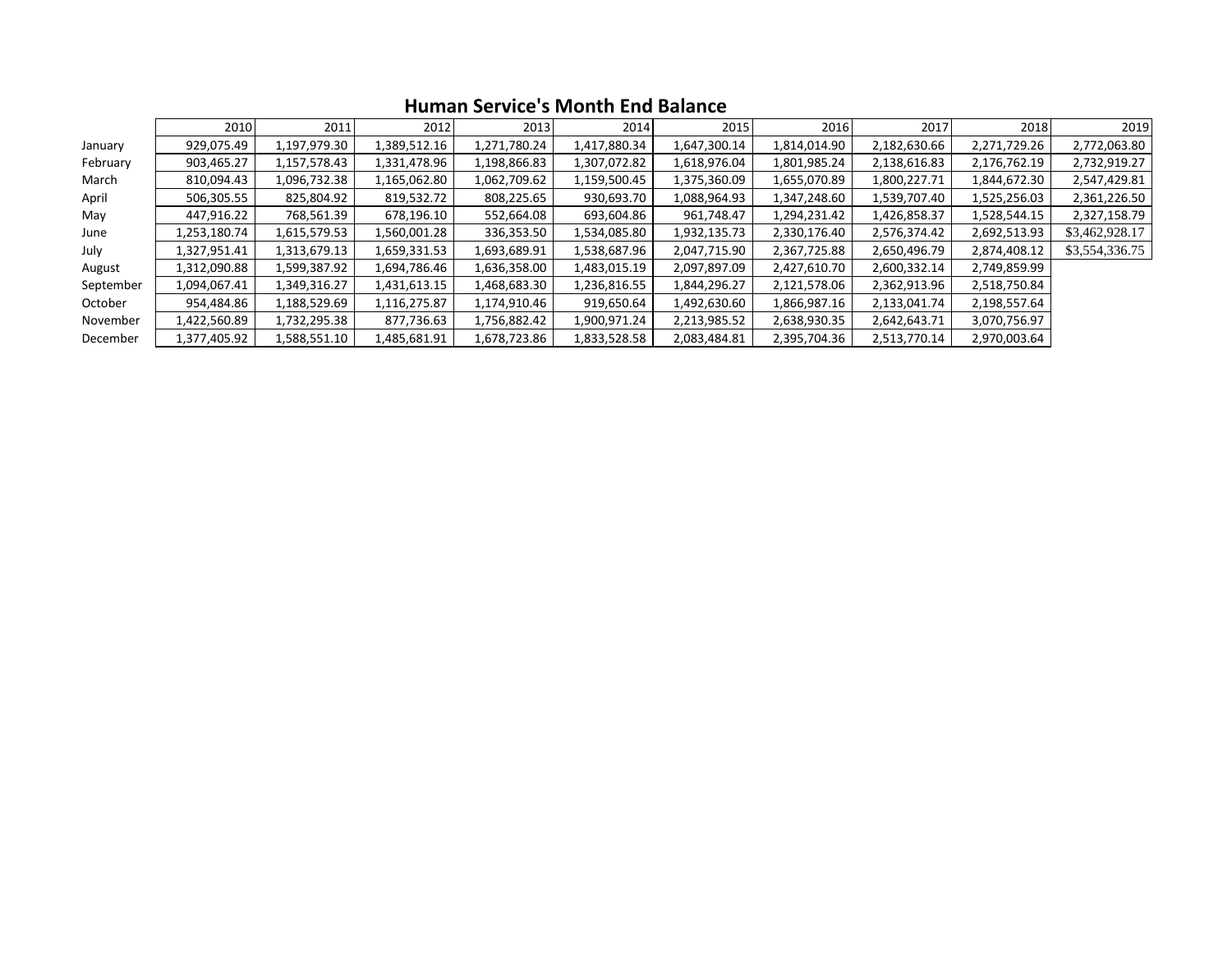# Human Service's Month End Balance

| | 2010 | 2011 | 2012 | 2013 | 2014 | 2015 | 2016 | 2017 | 2018 | 2019 |
|---|---|---|---|---|---|---|---|---|---|---|
| January | 929,075.49 | 1,197,979.30 | 1,389,512.16 | 1,271,780.24 | 1,417,880.34 | 1,647,300.14 | 1,814,014.90 | 2,182,630.66 | 2,271,729.26 | 2,772,063.80 |
| February | 903,465.27 | 1,157,578.43 | 1,331,478.96 | 1,198,866.83 | 1,307,072.82 | 1,618,976.04 | 1,801,985.24 | 2,138,616.83 | 2,176,762.19 | 2,732,919.27 |
| March | 810,094.43 | 1,096,732.38 | 1,165,062.80 | 1,062,709.62 | 1,159,500.45 | 1,375,360.09 | 1,655,070.89 | 1,800,227.71 | 1,844,672.30 | 2,547,429.81 |
| April | 506,305.55 | 825,804.92 | 819,532.72 | 808,225.65 | 930,693.70 | 1,088,964.93 | 1,347,248.60 | 1,539,707.40 | 1,525,256.03 | 2,361,226.50 |
| May | 447,916.22 | 768,561.39 | 678,196.10 | 552,664.08 | 693,604.86 | 961,748.47 | 1,294,231.42 | 1,426,858.37 | 1,528,544.15 | 2,327,158.79 |
| June | 1,253,180.74 | 1,615,579.53 | 1,560,001.28 | 336,353.50 | 1,534,085.80 | 1,932,135.73 | 2,330,176.40 | 2,576,374.42 | 2,692,513.93 | $3,462,928.17 |
| July | 1,327,951.41 | 1,313,679.13 | 1,659,331.53 | 1,693,689.91 | 1,538,687.96 | 2,047,715.90 | 2,367,725.88 | 2,650,496.79 | 2,874,408.12 | $3,554,336.75 |
| August | 1,312,090.88 | 1,599,387.92 | 1,694,786.46 | 1,636,358.00 | 1,483,015.19 | 2,097,897.09 | 2,427,610.70 | 2,600,332.14 | 2,749,859.99 | |
| September | 1,094,067.41 | 1,349,316.27 | 1,431,613.15 | 1,468,683.30 | 1,236,816.55 | 1,844,296.27 | 2,121,578.06 | 2,362,913.96 | 2,518,750.84 | |
| October | 954,484.86 | 1,188,529.69 | 1,116,275.87 | 1,174,910.46 | 919,650.64 | 1,492,630.60 | 1,866,987.16 | 2,133,041.74 | 2,198,557.64 | |
| November | 1,422,560.89 | 1,732,295.38 | 877,736.63 | 1,756,882.42 | 1,900,971.24 | 2,213,985.52 | 2,638,930.35 | 2,642,643.71 | 3,070,756.97 | |
| December | 1,377,405.92 | 1,588,551.10 | 1,485,681.91 | 1,678,723.86 | 1,833,528.58 | 2,083,484.81 | 2,395,704.36 | 2,513,770.14 | 2,970,003.64 | |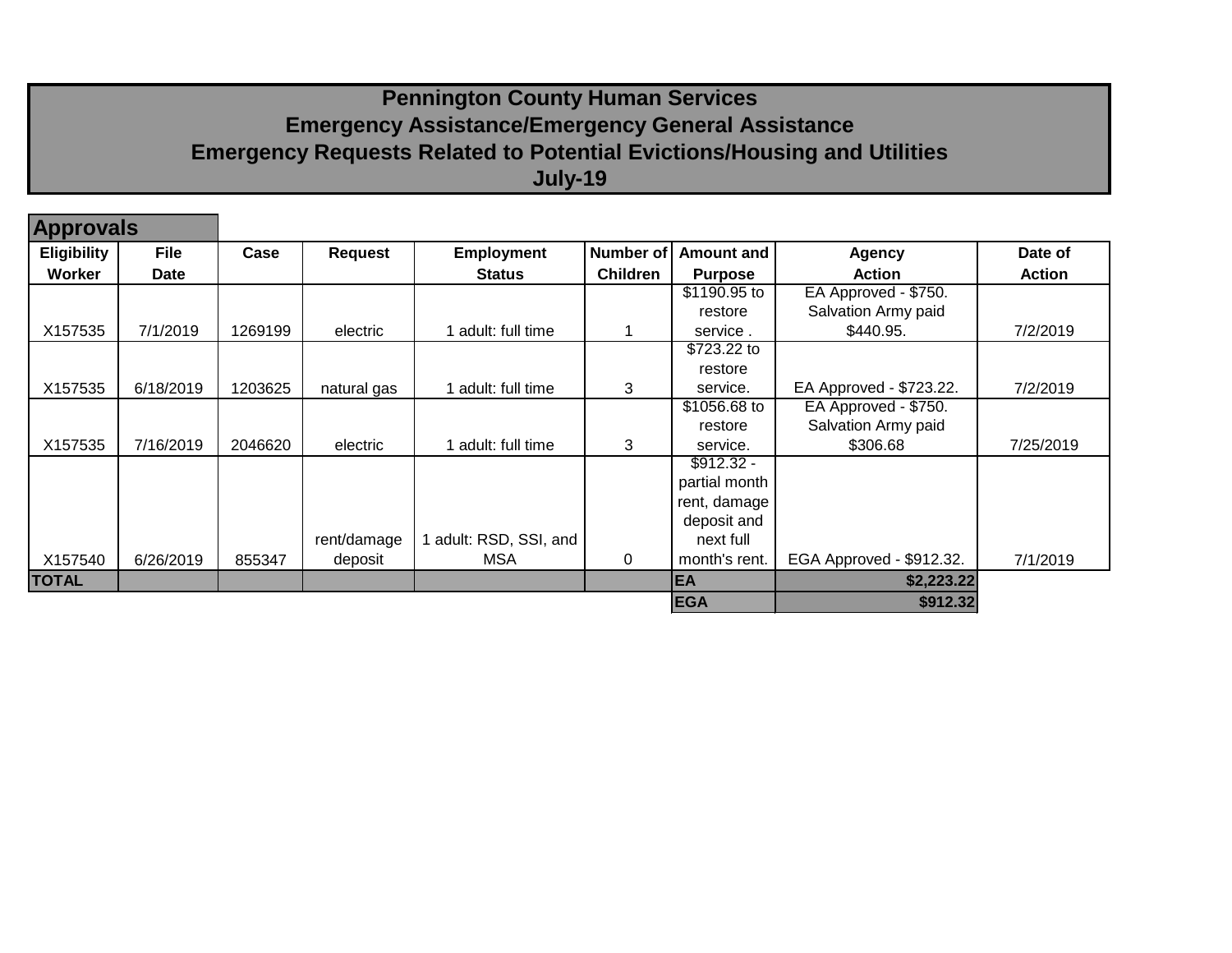# Pennington County Human Services
## Emergency Assistance/Emergency General Assistance
## Emergency Requests Related to Potential Evictions/Housing and Utilities
## July-19

### Approvals

| Eligibility Worker | File Date | Case | Request | Employment Status | Number of Children | Amount and Purpose | Agency Action | Date of Action |
|---|---|---|---|---|---|---|---|---|
| X157535 | 7/1/2019 | 1269199 | electric | 1 adult: full time | 1 | $1190.95 to restore service . | EA Approved - $750. Salvation Army paid $440.95. | 7/2/2019 |
| X157535 | 6/18/2019 | 1203625 | natural gas | 1 adult: full time | 3 | $723.22 to restore service. | EA Approved - $723.22. | 7/2/2019 |
| X157535 | 7/16/2019 | 2046620 | electric | 1 adult: full time | 3 | $1056.68 to restore service. | EA Approved - $750. Salvation Army paid $306.68 | 7/25/2019 |
| X157540 | 6/26/2019 | 855347 | rent/damage deposit | 1 adult: RSD, SSI, and MSA | 0 | $912.32 - partial month rent, damage deposit and next full month's rent. | EGA Approved - $912.32. | 7/1/2019 |
| **TOTAL** | | | | | | **EA** | **$2,223.22** | |
| | | | | | | **EGA** | **$912.32** | |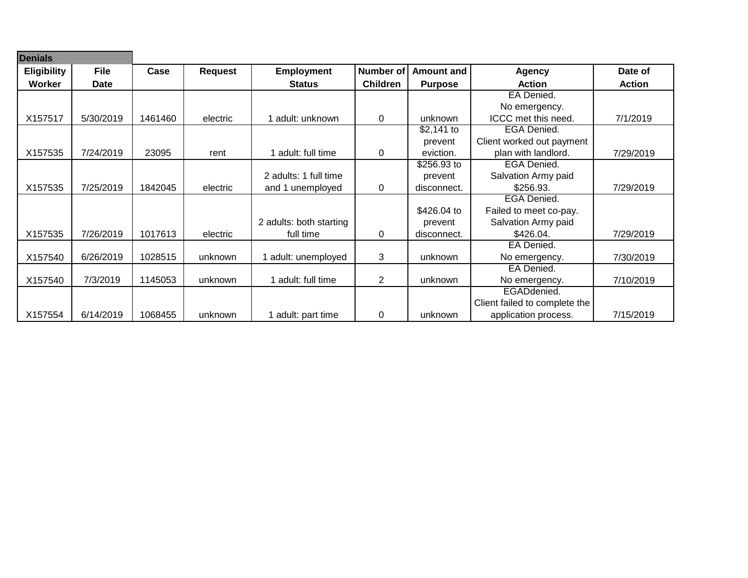**Denials**

| Eligibility Worker | File Date | Case | Request | Employment Status | Number of Children | Amount and Purpose | Agency Action | Date of Action |
|---|---|---|---|---|---|---|---|---|
| X157517 | 5/30/2019 | 1461460 | electric | 1 adult: unknown | 0 | unknown | EA Denied. No emergency. ICCC met this need. | 7/1/2019 |
| X157535 | 7/24/2019 | 23095 | rent | 1 adult: full time | 0 | $2,141 to prevent eviction. | EGA Denied. Client worked out payment plan with landlord. | 7/29/2019 |
| X157535 | 7/25/2019 | 1842045 | electric | 2 adults: 1 full time and 1 unemployed | 0 | $256.93 to prevent disconnect. | EGA Denied. Salvation Army paid $256.93. | 7/29/2019 |
| X157535 | 7/26/2019 | 1017613 | electric | 2 adults: both starting full time | 0 | $426.04 to prevent disconnect. | EGA Denied. Failed to meet co-pay. Salvation Army paid $426.04. | 7/29/2019 |
| X157540 | 6/26/2019 | 1028515 | unknown | 1 adult: unemployed | 3 | unknown | EA Denied. No emergency. | 7/30/2019 |
| X157540 | 7/3/2019 | 1145053 | unknown | 1 adult: full time | 2 | unknown | EA Denied. No emergency. | 7/10/2019 |
| X157554 | 6/14/2019 | 1068455 | unknown | 1 adult: part time | 0 | unknown | EGADdenied. Client failed to complete the application process. | 7/15/2019 |